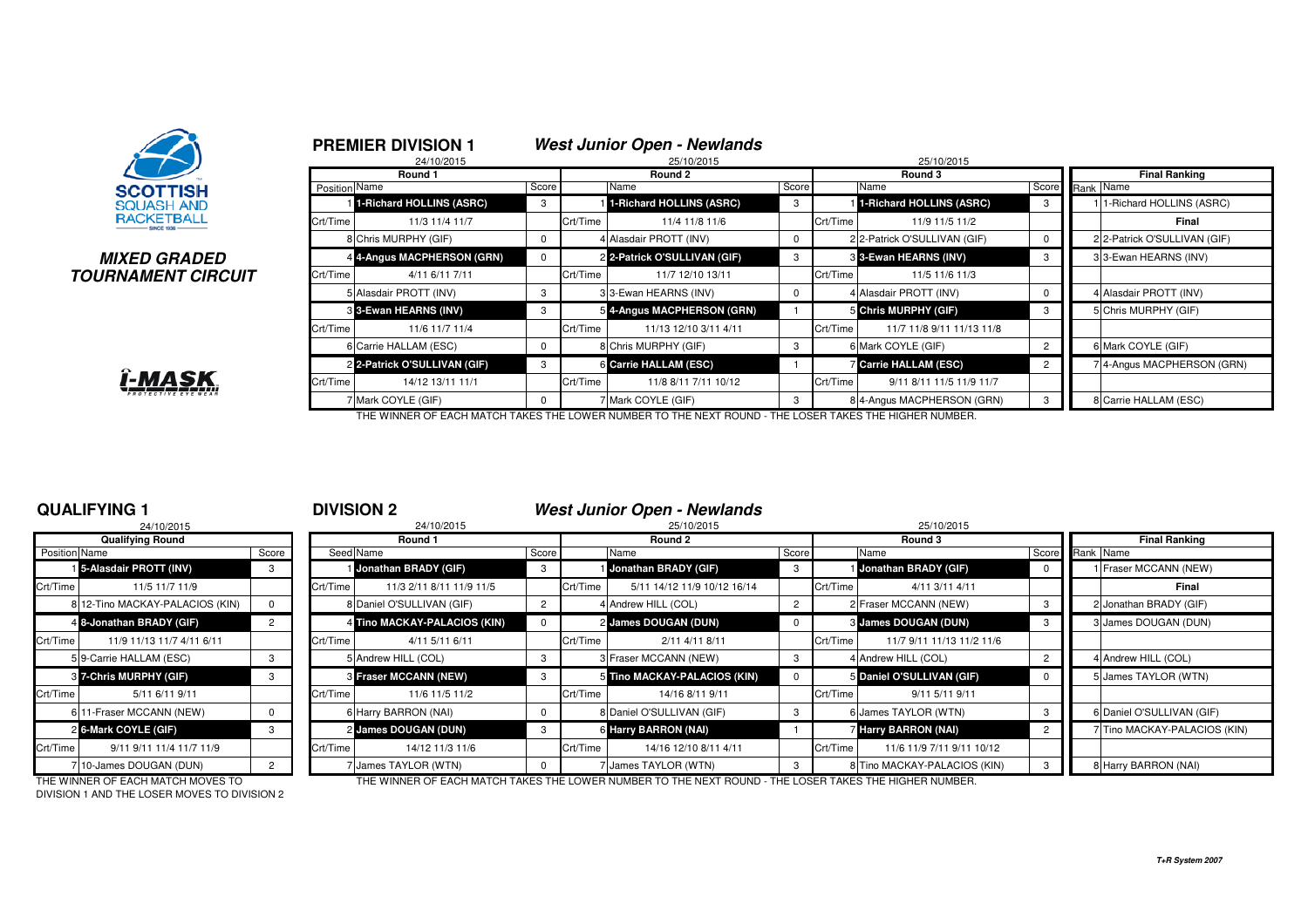**SCOTTISH SQUASH AND RACKETBALL**

## *MIXED GRADED TOURNAMENT CIRCUIT*

## PREMIER DIVISION 1

### *West Junior Open - Newlands*

| Round 1 (24/10/2015) | | | Round 2 (25/10/2015) | | | Round 3 (25/10/2015) | | | Final Ranking | |
|---|---|---|---|---|---|---|---|---|---|---|
| Position | Name | Score | | Name | Score | | Name | Score | Rank | Name |
| 1 | 1-Richard HOLLINS (ASRC) | 3 | 1 | 1-Richard HOLLINS (ASRC) | 3 | 1 | 1-Richard HOLLINS (ASRC) | 3 | 1 | 1-Richard HOLLINS (ASRC) |
| Crt/Time | 11/3 11/4 11/7 | | Crt/Time | 11/4 11/8 11/6 | | Crt/Time | 11/9 11/5 11/2 | | | **Final** |
| 8 | Chris MURPHY (GIF) | 0 | 4 | Alasdair PROTT (INV) | 0 | 2 | 2-Patrick O'SULLIVAN (GIF) | 0 | 2 | 2-Patrick O'SULLIVAN (GIF) |
| 4 | 4-Angus MACPHERSON (GRN) | 0 | 2 | 2-Patrick O'SULLIVAN (GIF) | 3 | 3 | 3-Ewan HEARNS (INV) | 3 | 3 | 3-Ewan HEARNS (INV) |
| Crt/Time | 4/11 6/11 7/11 | | Crt/Time | 11/7 12/10 13/11 | | Crt/Time | 11/5 11/6 11/3 | | | |
| 5 | Alasdair PROTT (INV) | 3 | 3 | 3-Ewan HEARNS (INV) | 0 | 4 | Alasdair PROTT (INV) | 0 | 4 | Alasdair PROTT (INV) |
| 3 | 3-Ewan HEARNS (INV) | 3 | 5 | 4-Angus MACPHERSON (GRN) | 1 | 5 | Chris MURPHY (GIF) | 3 | 5 | Chris MURPHY (GIF) |
| Crt/Time | 11/6 11/7 11/4 | | Crt/Time | 11/13 12/10 3/11 4/11 | | Crt/Time | 11/7 11/8 9/11 11/13 11/8 | | | |
| 6 | Carrie HALLAM (ESC) | 0 | 8 | Chris MURPHY (GIF) | 3 | 6 | Mark COYLE (GIF) | 2 | 6 | Mark COYLE (GIF) |
| 2 | 2-Patrick O'SULLIVAN (GIF) | 3 | 6 | Carrie HALLAM (ESC) | 1 | 7 | Carrie HALLAM (ESC) | 2 | 7 | 4-Angus MACPHERSON (GRN) |
| Crt/Time | 14/12 13/11 11/1 | | Crt/Time | 11/8 8/11 7/11 10/12 | | Crt/Time | 9/11 8/11 11/5 11/9 11/7 | | | |
| 7 | Mark COYLE (GIF) | 0 | 7 | Mark COYLE (GIF) | 3 | 8 | 4-Angus MACPHERSON (GRN) | 3 | 8 | Carrie HALLAM (ESC) |

THE WINNER OF EACH MATCH TAKES THE LOWER NUMBER TO THE NEXT ROUND - THE LOSER TAKES THE HIGHER NUMBER.

## QUALIFYING 1

24/10/2015

| Qualifying Round | | |
|---|---|---|
| Position | Name | Score |
| 1 | 5-Alasdair PROTT (INV) | 3 |
| Crt/Time | 11/5 11/7 11/9 | |
| 8 | 12-Tino MACKAY-PALACIOS (KIN) | 0 |
| 4 | 8-Jonathan BRADY (GIF) | 2 |
| Crt/Time | 11/9 11/13 11/7 4/11 6/11 | |
| 5 | 9-Carrie HALLAM (ESC) | 3 |
| 3 | 7-Chris MURPHY (GIF) | 3 |
| Crt/Time | 5/11 6/11 9/11 | |
| 6 | 11-Fraser MCCANN (NEW) | 0 |
| 2 | 6-Mark COYLE (GIF) | 3 |
| Crt/Time | 9/11 9/11 11/4 11/7 11/9 | |
| 7 | 10-James DOUGAN (DUN) | 2 |

THE WINNER OF EACH MATCH MOVES TO DIVISION 1 AND THE LOSER MOVES TO DIVISION 2

## DIVISION 2

### *West Junior Open - Newlands*

| Round 1 (24/10/2015) | | | Round 2 (25/10/2015) | | | Round 3 (25/10/2015) | | | Final Ranking | |
|---|---|---|---|---|---|---|---|---|---|---|
| Seed | Name | Score | | Name | Score | | Name | Score | Rank | Name |
| 1 | Jonathan BRADY (GIF) | 3 | 1 | Jonathan BRADY (GIF) | 3 | 1 | Jonathan BRADY (GIF) | 0 | 1 | Fraser MCCANN (NEW) |
| Crt/Time | 11/3 2/11 8/11 11/9 11/5 | | Crt/Time | 5/11 14/12 11/9 10/12 16/14 | | Crt/Time | 4/11 3/11 4/11 | | | **Final** |
| 8 | Daniel O'SULLIVAN (GIF) | 2 | 4 | Andrew HILL (COL) | 2 | 2 | Fraser MCCANN (NEW) | 3 | 2 | Jonathan BRADY (GIF) |
| 4 | Tino MACKAY-PALACIOS (KIN) | 0 | 2 | James DOUGAN (DUN) | 0 | 3 | James DOUGAN (DUN) | 3 | 3 | James DOUGAN (DUN) |
| Crt/Time | 4/11 5/11 6/11 | | Crt/Time | 2/11 4/11 8/11 | | Crt/Time | 11/7 9/11 11/13 11/2 11/6 | | | |
| 5 | Andrew HILL (COL) | 3 | 3 | Fraser MCCANN (NEW) | 3 | 4 | Andrew HILL (COL) | 2 | 4 | Andrew HILL (COL) |
| 3 | Fraser MCCANN (NEW) | 3 | 5 | Tino MACKAY-PALACIOS (KIN) | 0 | 5 | Daniel O'SULLIVAN (GIF) | 0 | 5 | James TAYLOR (WTN) |
| Crt/Time | 11/6 11/5 11/2 | | Crt/Time | 14/16 8/11 9/11 | | Crt/Time | 9/11 5/11 9/11 | | | |
| 6 | Harry BARRON (NAI) | 0 | 8 | Daniel O'SULLIVAN (GIF) | 3 | 6 | James TAYLOR (WTN) | 3 | 6 | Daniel O'SULLIVAN (GIF) |
| 2 | James DOUGAN (DUN) | 3 | 6 | Harry BARRON (NAI) | 1 | 7 | Harry BARRON (NAI) | 2 | 7 | Tino MACKAY-PALACIOS (KIN) |
| Crt/Time | 14/12 11/3 11/6 | | Crt/Time | 14/16 12/10 8/11 4/11 | | Crt/Time | 11/6 11/9 7/11 9/11 10/12 | | | |
| 7 | James TAYLOR (WTN) | 0 | 7 | James TAYLOR (WTN) | 3 | 8 | Tino MACKAY-PALACIOS (KIN) | 3 | 8 | Harry BARRON (NAI) |

THE WINNER OF EACH MATCH TAKES THE LOWER NUMBER TO THE NEXT ROUND - THE LOSER TAKES THE HIGHER NUMBER.

*T+R System 2007*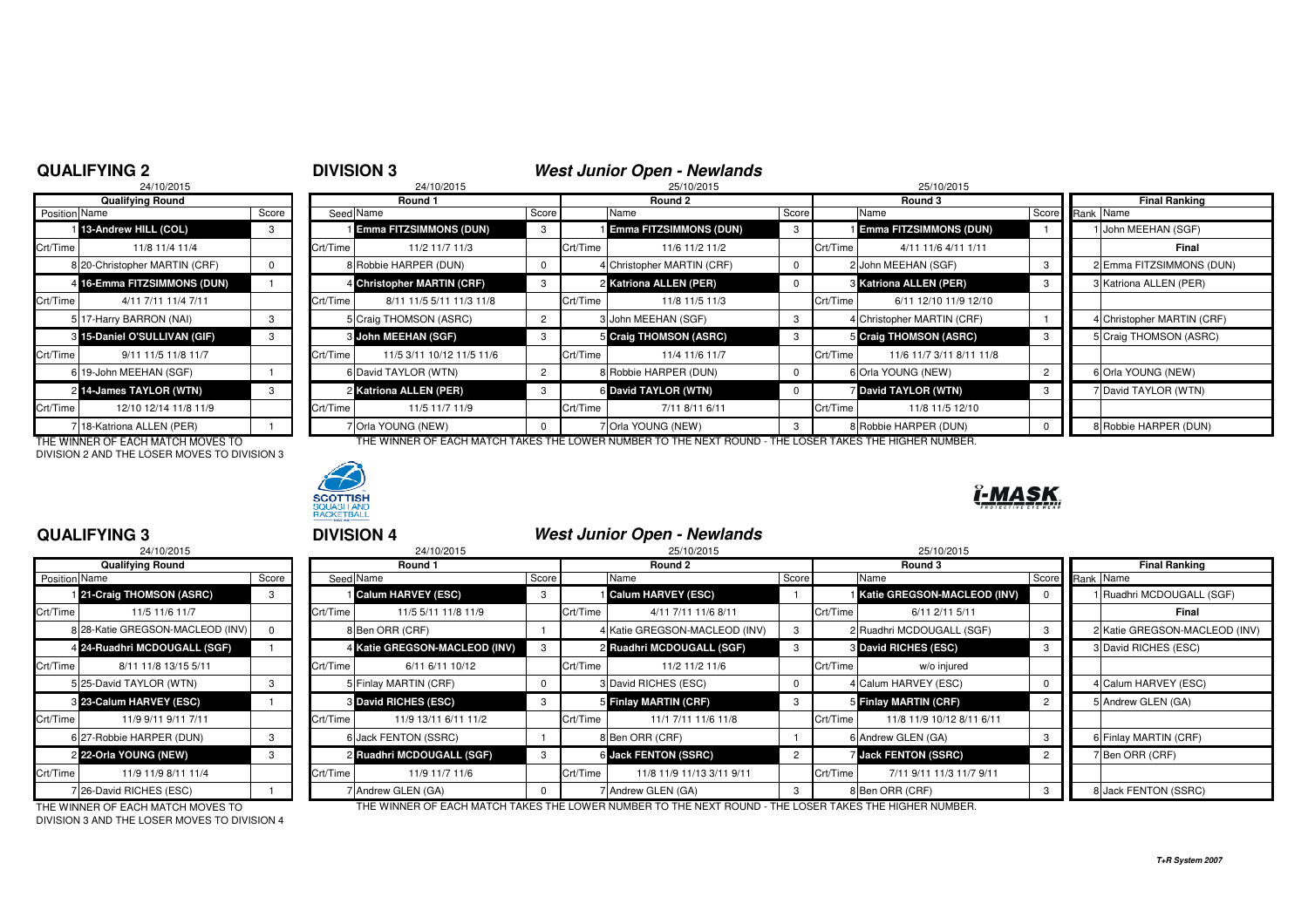## QUALIFYING 2

24/10/2015

| Qualifying Round | | |
|---|---|---|
| Position | Name | Score |
| 1 | 13-Andrew HILL (COL) | 3 |
| Crt/Time | 11/8 11/4 11/4 | |
| 8 | 20-Christopher MARTIN (CRF) | 0 |
| 4 | 16-Emma FITZSIMMONS (DUN) | 1 |
| Crt/Time | 4/11 7/11 11/4 7/11 | |
| 5 | 17-Harry BARRON (NAI) | 3 |
| 3 | 15-Daniel O'SULLIVAN (GIF) | 3 |
| Crt/Time | 9/11 11/5 11/8 11/7 | |
| 6 | 19-John MEEHAN (SGF) | 1 |
| 2 | 14-James TAYLOR (WTN) | 3 |
| Crt/Time | 12/10 12/14 11/8 11/9 | |
| 7 | 18-Katriona ALLEN (PER) | 1 |

THE WINNER OF EACH MATCH MOVES TO DIVISION 2 AND THE LOSER MOVES TO DIVISION 3

## DIVISION 3

### *West Junior Open - Newlands*

| Round 1 (24/10/2015) | | | Round 2 (25/10/2015) | | | Round 3 (25/10/2015) | | | Final Ranking | |
|---|---|---|---|---|---|---|---|---|---|---|
| Seed | Name | Score | | Name | Score | | Name | Score | Rank | Name |
| 1 | Emma FITZSIMMONS (DUN) | 3 | 1 | Emma FITZSIMMONS (DUN) | 3 | 1 | Emma FITZSIMMONS (DUN) | 1 | 1 | John MEEHAN (SGF) |
| Crt/Time | 11/2 11/7 11/3 | | Crt/Time | 11/6 11/2 11/2 | | Crt/Time | 4/11 11/6 4/11 1/11 | | | Final |
| 8 | Robbie HARPER (DUN) | 0 | 4 | Christopher MARTIN (CRF) | 0 | 2 | John MEEHAN (SGF) | 3 | 2 | Emma FITZSIMMONS (DUN) |
| 4 | Christopher MARTIN (CRF) | 3 | 2 | Katriona ALLEN (PER) | 0 | 3 | Katriona ALLEN (PER) | 3 | 3 | Katriona ALLEN (PER) |
| Crt/Time | 8/11 11/5 5/11 11/3 11/8 | | Crt/Time | 11/8 11/5 11/3 | | Crt/Time | 6/11 12/10 11/9 12/10 | | | |
| 5 | Craig THOMSON (ASRC) | 2 | 3 | John MEEHAN (SGF) | 3 | 4 | Christopher MARTIN (CRF) | 1 | 4 | Christopher MARTIN (CRF) |
| 3 | John MEEHAN (SGF) | 3 | 5 | Craig THOMSON (ASRC) | 3 | 5 | Craig THOMSON (ASRC) | 3 | 5 | Craig THOMSON (ASRC) |
| Crt/Time | 11/5 3/11 10/12 11/5 11/6 | | Crt/Time | 11/4 11/6 11/7 | | Crt/Time | 11/6 11/7 3/11 8/11 11/8 | | | |
| 6 | David TAYLOR (WTN) | 2 | 8 | Robbie HARPER (DUN) | 0 | 6 | Orla YOUNG (NEW) | 2 | 6 | Orla YOUNG (NEW) |
| 2 | Katriona ALLEN (PER) | 3 | 6 | David TAYLOR (WTN) | 0 | 7 | David TAYLOR (WTN) | 3 | 7 | David TAYLOR (WTN) |
| Crt/Time | 11/5 11/7 11/9 | | Crt/Time | 7/11 8/11 6/11 | | Crt/Time | 11/8 11/5 12/10 | | | |
| 7 | Orla YOUNG (NEW) | 0 | 7 | Orla YOUNG (NEW) | 3 | 8 | Robbie HARPER (DUN) | 0 | 8 | Robbie HARPER (DUN) |

THE WINNER OF EACH MATCH TAKES THE LOWER NUMBER TO THE NEXT ROUND - THE LOSER TAKES THE HIGHER NUMBER.

## QUALIFYING 3

24/10/2015

| Qualifying Round | | |
|---|---|---|
| Position | Name | Score |
| 1 | 21-Craig THOMSON (ASRC) | 3 |
| Crt/Time | 11/5 11/6 11/7 | |
| 8 | 28-Katie GREGSON-MACLEOD (INV) | 0 |
| 4 | 24-Ruadhri MCDOUGALL (SGF) | 1 |
| Crt/Time | 8/11 11/8 13/15 5/11 | |
| 5 | 25-David TAYLOR (WTN) | 3 |
| 3 | 23-Calum HARVEY (ESC) | 1 |
| Crt/Time | 11/9 9/11 9/11 7/11 | |
| 6 | 27-Robbie HARPER (DUN) | 3 |
| 2 | 22-Orla YOUNG (NEW) | 3 |
| Crt/Time | 11/9 11/9 8/11 11/4 | |
| 7 | 26-David RICHES (ESC) | 1 |

THE WINNER OF EACH MATCH MOVES TO DIVISION 3 AND THE LOSER MOVES TO DIVISION 4

## DIVISION 4

### *West Junior Open - Newlands*

| Round 1 (24/10/2015) | | | Round 2 (25/10/2015) | | | Round 3 (25/10/2015) | | | Final Ranking | |
|---|---|---|---|---|---|---|---|---|---|---|
| Seed | Name | Score | | Name | Score | | Name | Score | Rank | Name |
| 1 | Calum HARVEY (ESC) | 3 | 1 | Calum HARVEY (ESC) | 1 | 1 | Katie GREGSON-MACLEOD (INV) | 0 | 1 | Ruadhri MCDOUGALL (SGF) |
| Crt/Time | 11/5 5/11 11/8 11/9 | | Crt/Time | 4/11 7/11 11/6 8/11 | | Crt/Time | 6/11 2/11 5/11 | | | Final |
| 8 | Ben ORR (CRF) | 1 | 4 | Katie GREGSON-MACLEOD (INV) | 3 | 2 | Ruadhri MCDOUGALL (SGF) | 3 | 2 | Katie GREGSON-MACLEOD (INV) |
| 4 | Katie GREGSON-MACLEOD (INV) | 3 | 2 | Ruadhri MCDOUGALL (SGF) | 3 | 3 | David RICHES (ESC) | 3 | 3 | David RICHES (ESC) |
| Crt/Time | 6/11 6/11 10/12 | | Crt/Time | 11/2 11/2 11/6 | | Crt/Time | w/o injured | | | |
| 5 | Finlay MARTIN (CRF) | 0 | 3 | David RICHES (ESC) | 0 | 4 | Calum HARVEY (ESC) | 0 | 4 | Calum HARVEY (ESC) |
| 3 | David RICHES (ESC) | 3 | 5 | Finlay MARTIN (CRF) | 3 | 5 | Finlay MARTIN (CRF) | 2 | 5 | Andrew GLEN (GA) |
| Crt/Time | 11/9 13/11 6/11 11/2 | | Crt/Time | 11/1 7/11 11/6 11/8 | | Crt/Time | 11/8 11/9 10/12 8/11 6/11 | | | |
| 6 | Jack FENTON (SSRC) | 1 | 8 | Ben ORR (CRF) | 1 | 6 | Andrew GLEN (GA) | 3 | 6 | Finlay MARTIN (CRF) |
| 2 | Ruadhri MCDOUGALL (SGF) | 3 | 6 | Jack FENTON (SSRC) | 2 | 7 | Jack FENTON (SSRC) | 2 | 7 | Ben ORR (CRF) |
| Crt/Time | 11/9 11/7 11/6 | | Crt/Time | 11/8 11/9 11/13 3/11 9/11 | | Crt/Time | 7/11 9/11 11/3 11/7 9/11 | | | |
| 7 | Andrew GLEN (GA) | 0 | 7 | Andrew GLEN (GA) | 3 | 8 | Ben ORR (CRF) | 3 | 8 | Jack FENTON (SSRC) |

THE WINNER OF EACH MATCH TAKES THE LOWER NUMBER TO THE NEXT ROUND - THE LOSER TAKES THE HIGHER NUMBER.

T+R System 2007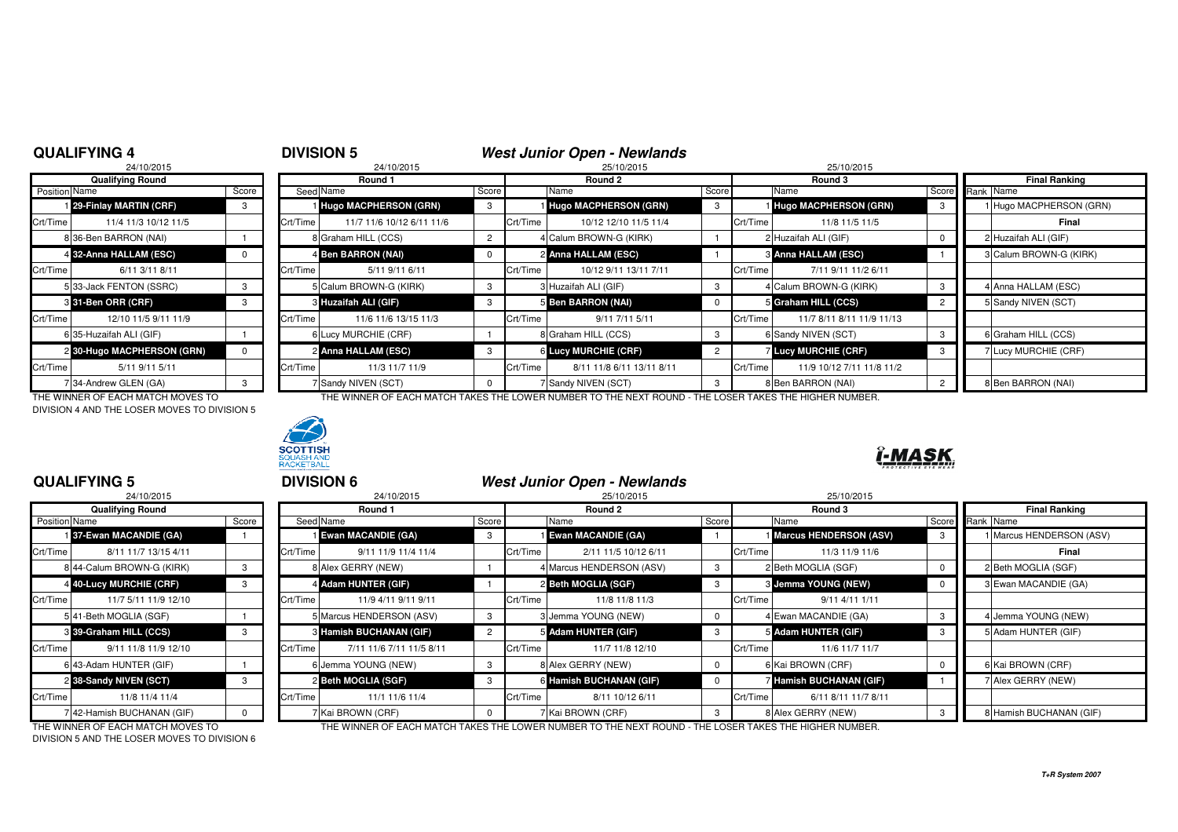## QUALIFYING 4

24/10/2015

| Qualifying Round | | |
|---|---|---|
| Position | Name | Score |
| 1 | 29-Finlay MARTIN (CRF) | 3 |
| Crt/Time | 11/4 11/3 10/12 11/5 | |
| 8 | 36-Ben BARRON (NAI) | 1 |
| 4 | 32-Anna HALLAM (ESC) | 0 |
| Crt/Time | 6/11 3/11 8/11 | |
| 5 | 33-Jack FENTON (SSRC) | 3 |
| 3 | 31-Ben ORR (CRF) | 3 |
| Crt/Time | 12/10 11/5 9/11 11/9 | |
| 6 | 35-Huzaifah ALI (GIF) | 1 |
| 2 | 30-Hugo MACPHERSON (GRN) | 0 |
| Crt/Time | 5/11 9/11 5/11 | |
| 7 | 34-Andrew GLEN (GA) | 3 |

THE WINNER OF EACH MATCH MOVES TO DIVISION 4 AND THE LOSER MOVES TO DIVISION 5

## DIVISION 5

### West Junior Open - Newlands

| Round 1 (24/10/2015) | | | Round 2 (25/10/2015) | | | Round 3 (25/10/2015) | | | Final Ranking | |
|---|---|---|---|---|---|---|---|---|---|---|
| Seed | Name | Score | | Name | Score | | Name | Score | Rank | Name |
| 1 | Hugo MACPHERSON (GRN) | 3 | 1 | Hugo MACPHERSON (GRN) | 3 | 1 | Hugo MACPHERSON (GRN) | 3 | 1 | Hugo MACPHERSON (GRN) |
| Crt/Time | 11/7 11/6 10/12 6/11 11/6 | | Crt/Time | 10/12 12/10 11/5 11/4 | | Crt/Time | 11/8 11/5 11/5 | | | Final |
| 8 | Graham HILL (CCS) | 2 | 4 | Calum BROWN-G (KIRK) | 1 | 2 | Huzaifah ALI (GIF) | 0 | 2 | Huzaifah ALI (GIF) |
| 4 | Ben BARRON (NAI) | 0 | 2 | Anna HALLAM (ESC) | 1 | 3 | Anna HALLAM (ESC) | 1 | 3 | Calum BROWN-G (KIRK) |
| Crt/Time | 5/11 9/11 6/11 | | Crt/Time | 10/12 9/11 13/11 7/11 | | Crt/Time | 7/11 9/11 11/2 6/11 | | | |
| 5 | Calum BROWN-G (KIRK) | 3 | 3 | Huzaifah ALI (GIF) | 3 | 4 | Calum BROWN-G (KIRK) | 3 | 4 | Anna HALLAM (ESC) |
| 3 | Huzaifah ALI (GIF) | 3 | 5 | Ben BARRON (NAI) | 0 | 5 | Graham HILL (CCS) | 2 | 5 | Sandy NIVEN (SCT) |
| Crt/Time | 11/6 11/6 13/15 11/3 | | Crt/Time | 9/11 7/11 5/11 | | Crt/Time | 11/7 8/11 8/11 11/9 11/13 | | | |
| 6 | Lucy MURCHIE (CRF) | 1 | 8 | Graham HILL (CCS) | 3 | 6 | Sandy NIVEN (SCT) | 3 | 6 | Graham HILL (CCS) |
| 2 | Anna HALLAM (ESC) | 3 | 6 | Lucy MURCHIE (CRF) | 2 | 7 | Lucy MURCHIE (CRF) | 3 | 7 | Lucy MURCHIE (CRF) |
| Crt/Time | 11/3 11/7 11/9 | | Crt/Time | 8/11 11/8 6/11 13/11 8/11 | | Crt/Time | 11/9 10/12 7/11 11/8 11/2 | | | |
| 7 | Sandy NIVEN (SCT) | 0 | 7 | Sandy NIVEN (SCT) | 3 | 8 | Ben BARRON (NAI) | 2 | 8 | Ben BARRON (NAI) |

THE WINNER OF EACH MATCH TAKES THE LOWER NUMBER TO THE NEXT ROUND - THE LOSER TAKES THE HIGHER NUMBER.

## QUALIFYING 5

24/10/2015

| Qualifying Round | | |
|---|---|---|
| Position | Name | Score |
| 1 | 37-Ewan MACANDIE (GA) | 1 |
| Crt/Time | 8/11 11/7 13/15 4/11 | |
| 8 | 44-Calum BROWN-G (KIRK) | 3 |
| 4 | 40-Lucy MURCHIE (CRF) | 3 |
| Crt/Time | 11/7 5/11 11/9 12/10 | |
| 5 | 41-Beth MOGLIA (SGF) | 1 |
| 3 | 39-Graham HILL (CCS) | 3 |
| Crt/Time | 9/11 11/8 11/9 12/10 | |
| 6 | 43-Adam HUNTER (GIF) | 1 |
| 2 | 38-Sandy NIVEN (SCT) | 3 |
| Crt/Time | 11/8 11/4 11/4 | |
| 7 | 42-Hamish BUCHANAN (GIF) | 0 |

THE WINNER OF EACH MATCH MOVES TO DIVISION 5 AND THE LOSER MOVES TO DIVISION 6

## DIVISION 6

### West Junior Open - Newlands

| Round 1 (24/10/2015) | | | Round 2 (25/10/2015) | | | Round 3 (25/10/2015) | | | Final Ranking | |
|---|---|---|---|---|---|---|---|---|---|---|
| Seed | Name | Score | | Name | Score | | Name | Score | Rank | Name |
| 1 | Ewan MACANDIE (GA) | 3 | 1 | Ewan MACANDIE (GA) | 1 | 1 | Marcus HENDERSON (ASV) | 3 | 1 | Marcus HENDERSON (ASV) |
| Crt/Time | 9/11 11/9 11/4 11/4 | | Crt/Time | 2/11 11/5 10/12 6/11 | | Crt/Time | 11/3 11/9 11/6 | | | Final |
| 8 | Alex GERRY (NEW) | 1 | 4 | Marcus HENDERSON (ASV) | 3 | 2 | Beth MOGLIA (SGF) | 0 | 2 | Beth MOGLIA (SGF) |
| 4 | Adam HUNTER (GIF) | 1 | 2 | Beth MOGLIA (SGF) | 3 | 3 | Jemma YOUNG (NEW) | 0 | 3 | Ewan MACANDIE (GA) |
| Crt/Time | 11/9 4/11 9/11 9/11 | | Crt/Time | 11/8 11/8 11/3 | | Crt/Time | 9/11 4/11 1/11 | | | |
| 5 | Marcus HENDERSON (ASV) | 3 | 3 | Jemma YOUNG (NEW) | 0 | 4 | Ewan MACANDIE (GA) | 3 | 4 | Jemma YOUNG (NEW) |
| 3 | Hamish BUCHANAN (GIF) | 2 | 5 | Adam HUNTER (GIF) | 3 | 5 | Adam HUNTER (GIF) | 3 | 5 | Adam HUNTER (GIF) |
| Crt/Time | 7/11 11/6 7/11 11/5 8/11 | | Crt/Time | 11/7 11/8 12/10 | | Crt/Time | 11/6 11/7 11/7 | | | |
| 6 | Jemma YOUNG (NEW) | 3 | 8 | Alex GERRY (NEW) | 0 | 6 | Kai BROWN (CRF) | 0 | 6 | Kai BROWN (CRF) |
| 2 | Beth MOGLIA (SGF) | 3 | 6 | Hamish BUCHANAN (GIF) | 0 | 7 | Hamish BUCHANAN (GIF) | 1 | 7 | Alex GERRY (NEW) |
| Crt/Time | 11/1 11/6 11/4 | | Crt/Time | 8/11 10/12 6/11 | | Crt/Time | 6/11 8/11 11/7 8/11 | | | |
| 7 | Kai BROWN (CRF) | 0 | 7 | Kai BROWN (CRF) | 3 | 8 | Alex GERRY (NEW) | 3 | 8 | Hamish BUCHANAN (GIF) |

THE WINNER OF EACH MATCH TAKES THE LOWER NUMBER TO THE NEXT ROUND - THE LOSER TAKES THE HIGHER NUMBER.

T+R System 2007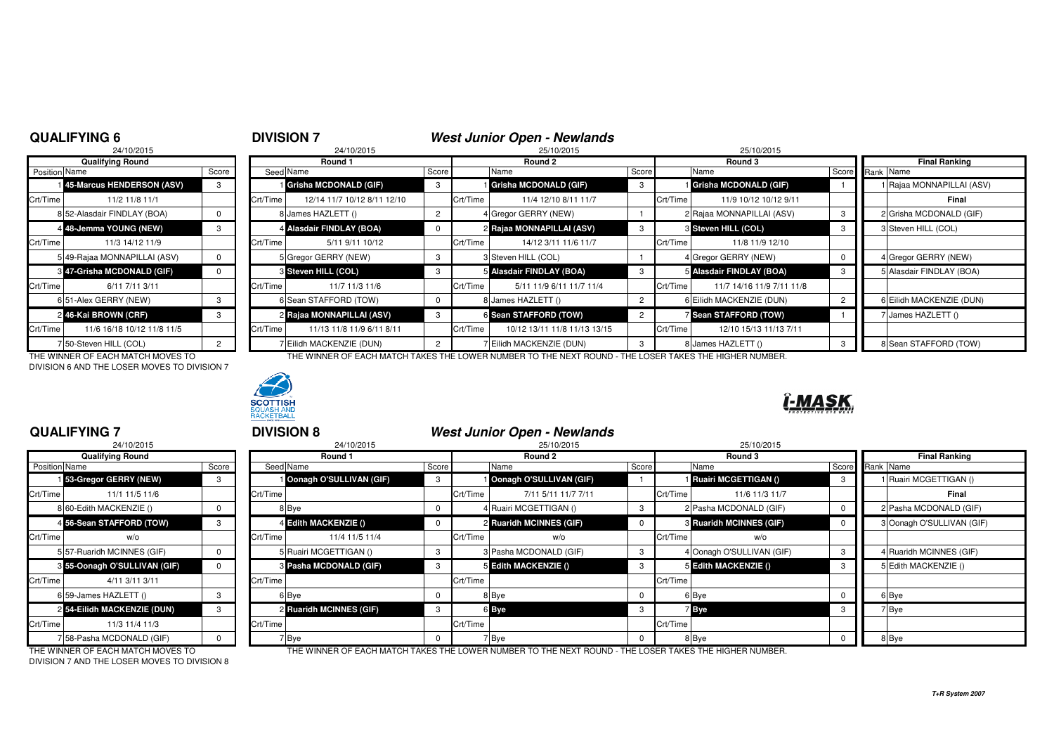## QUALIFYING 6

24/10/2015

| Position | Qualifying Round | Score |
|---|---|---|
| 1 | 45-Marcus HENDERSON (ASV) | 3 |
| Crt/Time | 11/2 11/8 11/1 | |
| 8 | 52-Alasdair FINDLAY (BOA) | 0 |
| 4 | 48-Jemma YOUNG (NEW) | 3 |
| Crt/Time | 11/3 14/12 11/9 | |
| 5 | 49-Rajaa MONNAPILLAI (ASV) | 0 |
| 3 | 47-Grisha MCDONALD (GIF) | 0 |
| Crt/Time | 6/11 7/11 3/11 | |
| 6 | 51-Alex GERRY (NEW) | 3 |
| 2 | 46-Kai BROWN (CRF) | 3 |
| Crt/Time | 11/6 16/18 10/12 11/8 11/5 | |
| 7 | 50-Steven HILL (COL) | 2 |

THE WINNER OF EACH MATCH MOVES TO DIVISION 6 AND THE LOSER MOVES TO DIVISION 7

## DIVISION 7

### West Junior Open - Newlands

| Seed | Round 1 (24/10/2015) | Score | | Round 2 (25/10/2015) | Score | | Round 3 (25/10/2015) | Score | Rank | Final Ranking |
|---|---|---|---|---|---|---|---|---|---|---|
| 1 | Grisha MCDONALD (GIF) | 3 | 1 | Grisha MCDONALD (GIF) | 3 | 1 | Grisha MCDONALD (GIF) | 1 | 1 | Rajaa MONNAPILLAI (ASV) |
| Crt/Time | 12/14 11/7 10/12 8/11 12/10 | | Crt/Time | 11/4 12/10 8/11 11/7 | | Crt/Time | 11/9 10/12 10/12 9/11 | | | Final |
| 8 | James HAZLETT () | 2 | 4 | Gregor GERRY (NEW) | 1 | 2 | Rajaa MONNAPILLAI (ASV) | 3 | 2 | Grisha MCDONALD (GIF) |
| 4 | Alasdair FINDLAY (BOA) | 0 | 2 | Rajaa MONNAPILLAI (ASV) | 3 | 3 | Steven HILL (COL) | 3 | 3 | Steven HILL (COL) |
| Crt/Time | 5/11 9/11 10/12 | | Crt/Time | 14/12 3/11 11/6 11/7 | | Crt/Time | 11/8 11/9 12/10 | | | |
| 5 | Gregor GERRY (NEW) | 3 | 3 | Steven HILL (COL) | 1 | 4 | Gregor GERRY (NEW) | 0 | 4 | Gregor GERRY (NEW) |
| 3 | Steven HILL (COL) | 3 | 5 | Alasdair FINDLAY (BOA) | 3 | 5 | Alasdair FINDLAY (BOA) | 3 | 5 | Alasdair FINDLAY (BOA) |
| Crt/Time | 11/7 11/3 11/6 | | Crt/Time | 5/11 11/9 6/11 11/7 11/4 | | Crt/Time | 11/7 14/16 11/9 7/11 11/8 | | | |
| 6 | Sean STAFFORD (TOW) | 0 | 8 | James HAZLETT () | 2 | 6 | Eilidh MACKENZIE (DUN) | 2 | 6 | Eilidh MACKENZIE (DUN) |
| 2 | Rajaa MONNAPILLAI (ASV) | 3 | 6 | Sean STAFFORD (TOW) | 2 | 7 | Sean STAFFORD (TOW) | 1 | 7 | James HAZLETT () |
| Crt/Time | 11/13 11/8 11/9 6/11 8/11 | | Crt/Time | 10/12 13/11 11/8 11/13 13/15 | | Crt/Time | 12/10 15/13 11/13 7/11 | | | |
| 7 | Eilidh MACKENZIE (DUN) | 2 | 7 | Eilidh MACKENZIE (DUN) | 3 | 8 | James HAZLETT () | 3 | 8 | Sean STAFFORD (TOW) |

THE WINNER OF EACH MATCH TAKES THE LOWER NUMBER TO THE NEXT ROUND - THE LOSER TAKES THE HIGHER NUMBER.

## QUALIFYING 7

24/10/2015

| Position | Qualifying Round | Score |
|---|---|---|
| 1 | 53-Gregor GERRY (NEW) | 3 |
| Crt/Time | 11/1 11/5 11/6 | |
| 8 | 60-Edith MACKENZIE () | 0 |
| 4 | 56-Sean STAFFORD (TOW) | 3 |
| Crt/Time | w/o | |
| 5 | 57-Ruaridh MCINNES (GIF) | 0 |
| 3 | 55-Oonagh O'SULLIVAN (GIF) | 0 |
| Crt/Time | 4/11 3/11 3/11 | |
| 6 | 59-James HAZLETT () | 3 |
| 2 | 54-Eilidh MACKENZIE (DUN) | 3 |
| Crt/Time | 11/3 11/4 11/3 | |
| 7 | 58-Pasha MCDONALD (GIF) | 0 |

THE WINNER OF EACH MATCH MOVES TO DIVISION 7 AND THE LOSER MOVES TO DIVISION 8

## DIVISION 8

### West Junior Open - Newlands

| Seed | Round 1 (24/10/2015) | Score | | Round 2 (25/10/2015) | Score | | Round 3 (25/10/2015) | Score | Rank | Final Ranking |
|---|---|---|---|---|---|---|---|---|---|---|
| 1 | Oonagh O'SULLIVAN (GIF) | 3 | 1 | Oonagh O'SULLIVAN (GIF) | 1 | 1 | Ruairi MCGETTIGAN () | 3 | 1 | Ruairi MCGETTIGAN () |
| Crt/Time | | | Crt/Time | 7/11 5/11 11/7 7/11 | | Crt/Time | 11/6 11/3 11/7 | | | Final |
| 8 | Bye | 0 | 4 | Ruairi MCGETTIGAN () | 3 | 2 | Pasha MCDONALD (GIF) | 0 | 2 | Pasha MCDONALD (GIF) |
| 4 | Edith MACKENZIE () | 0 | 2 | Ruaridh MCINNES (GIF) | 0 | 3 | Ruaridh MCINNES (GIF) | 0 | 3 | Oonagh O'SULLIVAN (GIF) |
| Crt/Time | 11/4 11/5 11/4 | | Crt/Time | w/o | | Crt/Time | w/o | | | |
| 5 | Ruairi MCGETTIGAN () | 3 | 3 | Pasha MCDONALD (GIF) | 3 | 4 | Oonagh O'SULLIVAN (GIF) | 3 | 4 | Ruaridh MCINNES (GIF) |
| 3 | Pasha MCDONALD (GIF) | 3 | 5 | Edith MACKENZIE () | 3 | 5 | Edith MACKENZIE () | 3 | 5 | Edith MACKENZIE () |
| Crt/Time | | | Crt/Time | | | Crt/Time | | | | |
| 6 | Bye | 0 | 8 | Bye | 0 | 6 | Bye | 0 | 6 | Bye |
| 2 | Ruaridh MCINNES (GIF) | 3 | 6 | Bye | 3 | 7 | Bye | 3 | 7 | Bye |
| Crt/Time | | | Crt/Time | | | Crt/Time | | | | |
| 7 | Bye | 0 | 7 | Bye | 0 | 8 | Bye | 0 | 8 | Bye |

THE WINNER OF EACH MATCH TAKES THE LOWER NUMBER TO THE NEXT ROUND - THE LOSER TAKES THE HIGHER NUMBER.

T+R System 2007